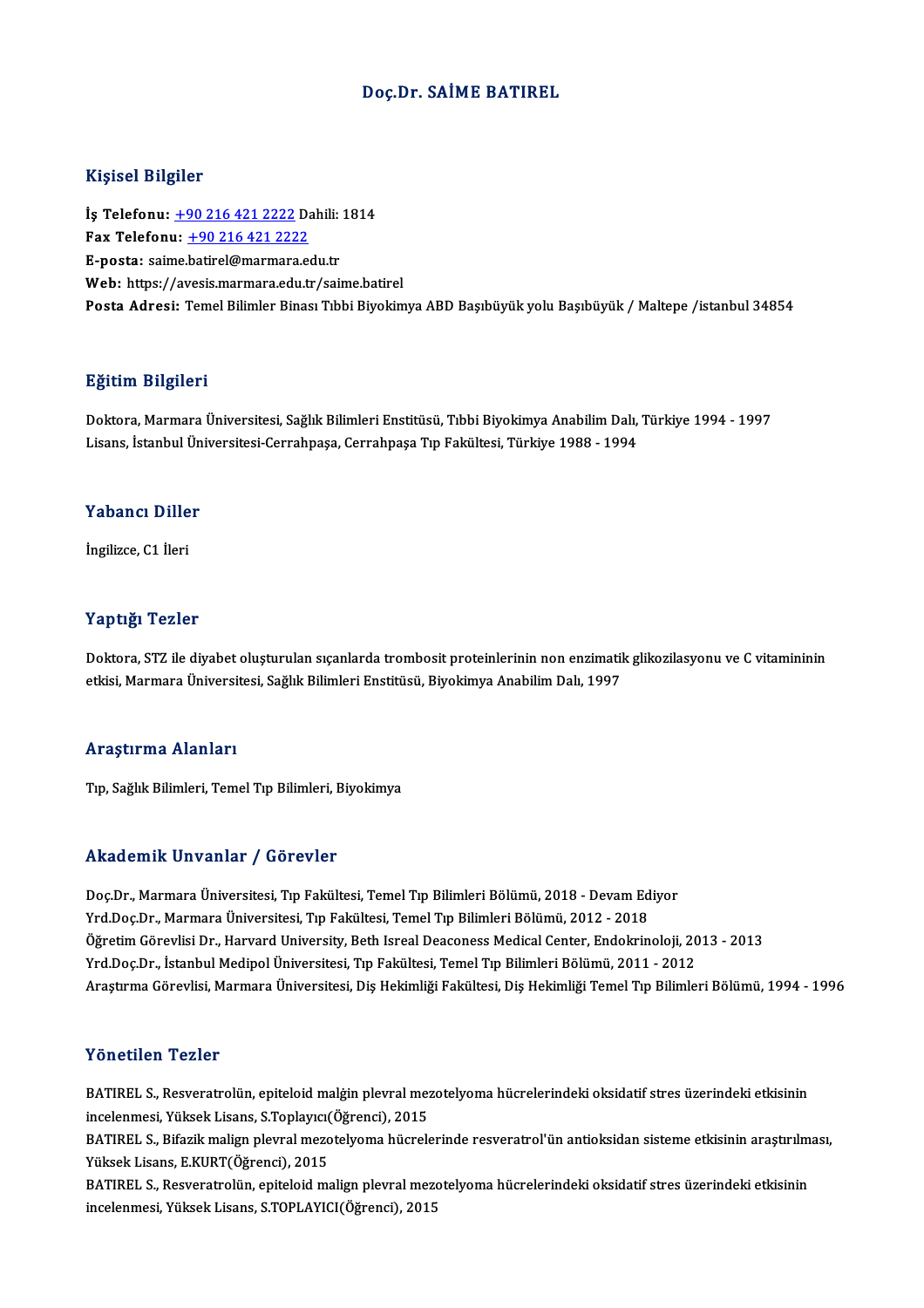# Doç.Dr. SAİME BATIREL

## Kişisel Bilgiler

**İş Telefonu:** +90 216 421 2222 Dahili: 1814
**Fax Telefonu:** +90 216 421 2222
**E-posta:** saime.batirel@marmara.edu.tr
**Web:** https://avesis.marmara.edu.tr/saime.batirel
**Posta Adresi:** Temel Bilimler Binası Tıbbi Biyokimya ABD Başıbüyük yolu Başıbüyük / Maltepe /istanbul 34854

## Eğitim Bilgileri

Doktora, Marmara Üniversitesi, Sağlık Bilimleri Enstitüsü, Tıbbi Biyokimya Anabilim Dalı, Türkiye 1994 - 1997
Lisans, İstanbul Üniversitesi-Cerrahpaşa, Cerrahpaşa Tıp Fakültesi, Türkiye 1988 - 1994

## Yabancı Diller

İngilizce, C1 İleri

## Yaptığı Tezler

Doktora, STZ ile diyabet oluşturulan sıçanlarda trombosit proteinlerinin non enzimatik glikozilasyonu ve C vitamininin etkisi, Marmara Üniversitesi, Sağlık Bilimleri Enstitüsü, Biyokimya Anabilim Dalı, 1997

## Araştırma Alanları

Tıp, Sağlık Bilimleri, Temel Tıp Bilimleri, Biyokimya

## Akademik Unvanlar / Görevler

Doç.Dr., Marmara Üniversitesi, Tıp Fakültesi, Temel Tıp Bilimleri Bölümü, 2018 - Devam Ediyor
Yrd.Doç.Dr., Marmara Üniversitesi, Tıp Fakültesi, Temel Tıp Bilimleri Bölümü, 2012 - 2018
Öğretim Görevlisi Dr., Harvard University, Beth Isreal Deaconess Medical Center, Endokrinoloji, 2013 - 2013
Yrd.Doç.Dr., İstanbul Medipol Üniversitesi, Tıp Fakültesi, Temel Tıp Bilimleri Bölümü, 2011 - 2012
Araştırma Görevlisi, Marmara Üniversitesi, Diş Hekimliği Fakültesi, Diş Hekimliği Temel Tıp Bilimleri Bölümü, 1994 - 1996

## Yönetilen Tezler

BATIREL S., Resveratrolün, epiteloid malğin plevral mezotelyoma hücrelerindeki oksidatif stres üzerindeki etkisinin incelenmesi, Yüksek Lisans, S.Toplayıcı(Öğrenci), 2015

BATIREL S., Bifazik malign plevral mezotelyoma hücrelerinde resveratrol'ün antioksidan sisteme etkisinin araştırılması, Yüksek Lisans, E.KURT(Öğrenci), 2015

BATIREL S., Resveratrolün, epiteloid malign plevral mezotelyoma hücrelerindeki oksidatif stres üzerindeki etkisinin incelenmesi, Yüksek Lisans, S.TOPLAYICI(Öğrenci), 2015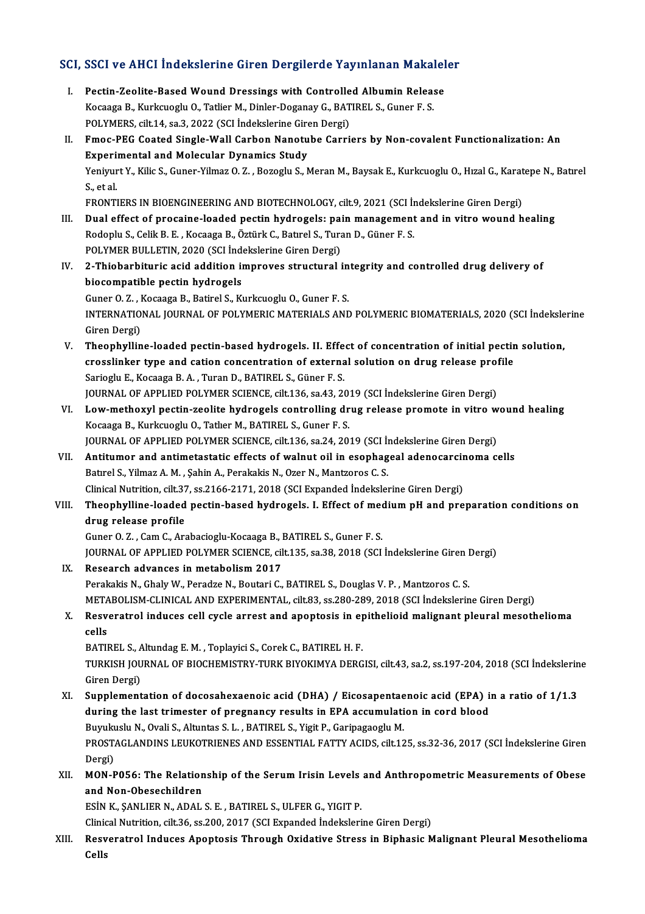## SCI, SSCI ve AHCI İndekslerine Giren Dergilerde Yayınlanan Makaleler

I. **Pectin-Zeolite-Based Wound Dressings with Controlled Albumin Release**
Kocaaga B., Kurkcuoglu O., Tatlier M., Dinler-Doganay G., BATIREL S., Guner F. S.
POLYMERS, cilt.14, sa.3, 2022 (SCI İndekslerine Giren Dergi)

II. **Fmoc-PEG Coated Single-Wall Carbon Nanotube Carriers by Non-covalent Functionalization: An Experimental and Molecular Dynamics Study**
Yeniyurt Y., Kilic S., Guner-Yilmaz O. Z. , Bozoglu S., Meran M., Baysak E., Kurkcuoglu O., Hızal G., Karatepe N., Batırel S., et al.
FRONTIERS IN BIOENGINEERING AND BIOTECHNOLOGY, cilt.9, 2021 (SCI İndekslerine Giren Dergi)

III. **Dual effect of procaine-loaded pectin hydrogels: pain management and in vitro wound healing**
Rodoplu S., Celik B. E. , Kocaaga B., Öztürk C., Batırel S., Turan D., Güner F. S.
POLYMER BULLETIN, 2020 (SCI İndekslerine Giren Dergi)

IV. **2-Thiobarbituric acid addition improves structural integrity and controlled drug delivery of biocompatible pectin hydrogels**
Guner O. Z. , Kocaaga B., Batirel S., Kurkcuoglu O., Guner F. S.
INTERNATIONAL JOURNAL OF POLYMERIC MATERIALS AND POLYMERIC BIOMATERIALS, 2020 (SCI İndekslerine Giren Dergi)

V. **Theophylline-loaded pectin-based hydrogels. II. Effect of concentration of initial pectin solution, crosslinker type and cation concentration of external solution on drug release profile**
Sarioglu E., Kocaaga B. A. , Turan D., BATIREL S., Güner F. S.
JOURNAL OF APPLIED POLYMER SCIENCE, cilt.136, sa.43, 2019 (SCI İndekslerine Giren Dergi)

VI. **Low-methoxyl pectin-zeolite hydrogels controlling drug release promote in vitro wound healing**
Kocaaga B., Kurkcuoglu O., Tatlıer M., BATIREL S., Guner F. S.
JOURNAL OF APPLIED POLYMER SCIENCE, cilt.136, sa.24, 2019 (SCI İndekslerine Giren Dergi)

VII. **Antitumor and antimetastatic effects of walnut oil in esophageal adenocarcinoma cells**
Batırel S., Yilmaz A. M. , Şahin A., Perakakis N., Ozer N., Mantzoros C. S.
Clinical Nutrition, cilt.37, ss.2166-2171, 2018 (SCI Expanded İndekslerine Giren Dergi)

VIII. **Theophylline-loaded pectin-based hydrogels. I. Effect of medium pH and preparation conditions on drug release profile**
Guner O. Z. , Cam C., Arabacioglu-Kocaaga B., BATIREL S., Guner F. S.
JOURNAL OF APPLIED POLYMER SCIENCE, cilt.135, sa.38, 2018 (SCI İndekslerine Giren Dergi)

IX. **Research advances in metabolism 2017**
Perakakis N., Ghaly W., Peradze N., Boutari C., BATIREL S., Douglas V. P. , Mantzoros C. S.
METABOLISM-CLINICAL AND EXPERIMENTAL, cilt.83, ss.280-289, 2018 (SCI İndekslerine Giren Dergi)

X. **Resveratrol induces cell cycle arrest and apoptosis in epithelioid malignant pleural mesothelioma cells**
BATIREL S., Altundag E. M. , Toplayici S., Corek C., BATIREL H. F.
TURKISH JOURNAL OF BIOCHEMISTRY-TURK BIYOKIMYA DERGISI, cilt.43, sa.2, ss.197-204, 2018 (SCI İndekslerine Giren Dergi)

XI. **Supplementation of docosahexaenoic acid (DHA) / Eicosapentaenoic acid (EPA) in a ratio of 1/1.3 during the last trimester of pregnancy results in EPA accumulation in cord blood**
Buyukuslu N., Ovali S., Altuntas S. L. , BATIREL S., Yigit P., Garipagaoglu M.
PROSTAGLANDINS LEUKOTRIENES AND ESSENTIAL FATTY ACIDS, cilt.125, ss.32-36, 2017 (SCI İndekslerine Giren Dergi)

XII. **MON-P056: The Relationship of the Serum Irisin Levels and Anthropometric Measurements of Obese and Non-Obesechildren**
ESİN K., ŞANLIER N., ADAL S. E. , BATIREL S., ULFER G., YIGIT P.
Clinical Nutrition, cilt.36, ss.200, 2017 (SCI Expanded İndekslerine Giren Dergi)

XIII. **Resveratrol Induces Apoptosis Through Oxidative Stress in Biphasic Malignant Pleural Mesothelioma Cells**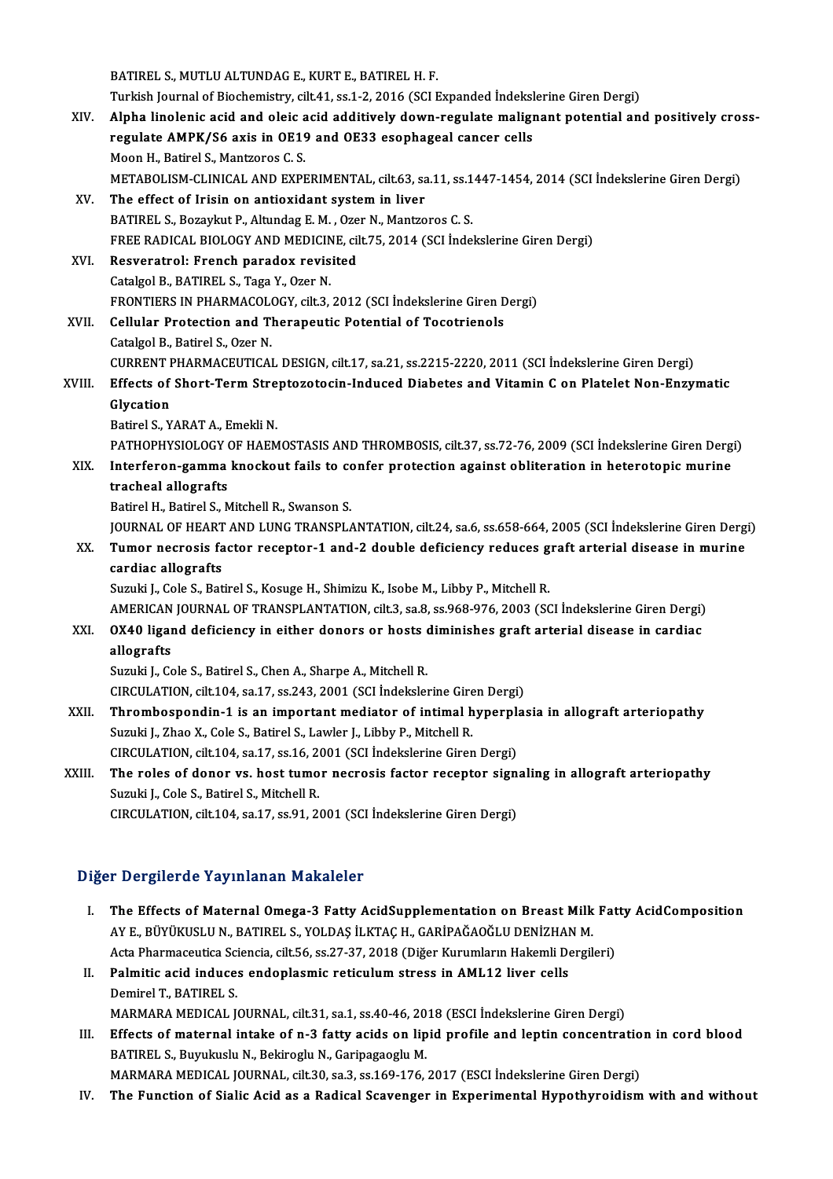BATIREL S., MUTLU ALTUNDAG E., KURT E., BATIREL H. F.
Turkish Journal of Biochemistry, cilt.41, ss.1-2, 2016 (SCI Expanded İndekslerine Giren Dergi)

XIV. **Alpha linolenic acid and oleic acid additively down-regulate malignant potential and positively cross-regulate AMPK/S6 axis in OE19 and OE33 esophageal cancer cells**
Moon H., Batirel S., Mantzoros C. S.
METABOLISM-CLINICAL AND EXPERIMENTAL, cilt.63, sa.11, ss.1447-1454, 2014 (SCI İndekslerine Giren Dergi)

XV. **The effect of Irisin on antioxidant system in liver**
BATIREL S., Bozaykut P., Altundag E. M. , Ozer N., Mantzoros C. S.
FREE RADICAL BIOLOGY AND MEDICINE, cilt.75, 2014 (SCI İndekslerine Giren Dergi)

XVI. **Resveratrol: French paradox revisited**
Catalgol B., BATIREL S., Taga Y., Ozer N.
FRONTIERS IN PHARMACOLOGY, cilt.3, 2012 (SCI İndekslerine Giren Dergi)

XVII. **Cellular Protection and Therapeutic Potential of Tocotrienols**
Catalgol B., Batirel S., Ozer N.
CURRENT PHARMACEUTICAL DESIGN, cilt.17, sa.21, ss.2215-2220, 2011 (SCI İndekslerine Giren Dergi)

XVIII. **Effects of Short-Term Streptozotocin-Induced Diabetes and Vitamin C on Platelet Non-Enzymatic Glycation**
Batirel S., YARAT A., Emekli N.
PATHOPHYSIOLOGY OF HAEMOSTASIS AND THROMBOSIS, cilt.37, ss.72-76, 2009 (SCI İndekslerine Giren Dergi)

XIX. **Interferon-gamma knockout fails to confer protection against obliteration in heterotopic murine tracheal allografts**
Batirel H., Batirel S., Mitchell R., Swanson S.
JOURNAL OF HEART AND LUNG TRANSPLANTATION, cilt.24, sa.6, ss.658-664, 2005 (SCI İndekslerine Giren Dergi)

XX. **Tumor necrosis factor receptor-1 and-2 double deficiency reduces graft arterial disease in murine cardiac allografts**
Suzuki J., Cole S., Batirel S., Kosuge H., Shimizu K., Isobe M., Libby P., Mitchell R.
AMERICAN JOURNAL OF TRANSPLANTATION, cilt.3, sa.8, ss.968-976, 2003 (SCI İndekslerine Giren Dergi)

XXI. **OX40 ligand deficiency in either donors or hosts diminishes graft arterial disease in cardiac allografts**
Suzuki J., Cole S., Batirel S., Chen A., Sharpe A., Mitchell R.
CIRCULATION, cilt.104, sa.17, ss.243, 2001 (SCI İndekslerine Giren Dergi)

XXII. **Thrombospondin-1 is an important mediator of intimal hyperplasia in allograft arteriopathy**
Suzuki J., Zhao X., Cole S., Batirel S., Lawler J., Libby P., Mitchell R.
CIRCULATION, cilt.104, sa.17, ss.16, 2001 (SCI İndekslerine Giren Dergi)

XXIII. **The roles of donor vs. host tumor necrosis factor receptor signaling in allograft arteriopathy**
Suzuki J., Cole S., Batirel S., Mitchell R.
CIRCULATION, cilt.104, sa.17, ss.91, 2001 (SCI İndekslerine Giren Dergi)

## Diğer Dergilerde Yayınlanan Makaleler

I. **The Effects of Maternal Omega-3 Fatty AcidSupplementation on Breast Milk Fatty AcidComposition**
AY E., BÜYÜKUSLU N., BATIREL S., YOLDAŞ İLKTAÇ H., GARİPAĞAOĞLU DENİZHAN M.
Acta Pharmaceutica Sciencia, cilt.56, ss.27-37, 2018 (Diğer Kurumların Hakemli Dergileri)

II. **Palmitic acid induces endoplasmic reticulum stress in AML12 liver cells**
Demirel T., BATIREL S.
MARMARA MEDICAL JOURNAL, cilt.31, sa.1, ss.40-46, 2018 (ESCI İndekslerine Giren Dergi)

III. **Effects of maternal intake of n-3 fatty acids on lipid profile and leptin concentration in cord blood**
BATIREL S., Buyukuslu N., Bekiroglu N., Garipagaoglu M.
MARMARA MEDICAL JOURNAL, cilt.30, sa.3, ss.169-176, 2017 (ESCI İndekslerine Giren Dergi)

IV. **The Function of Sialic Acid as a Radical Scavenger in Experimental Hypothyroidism with and without**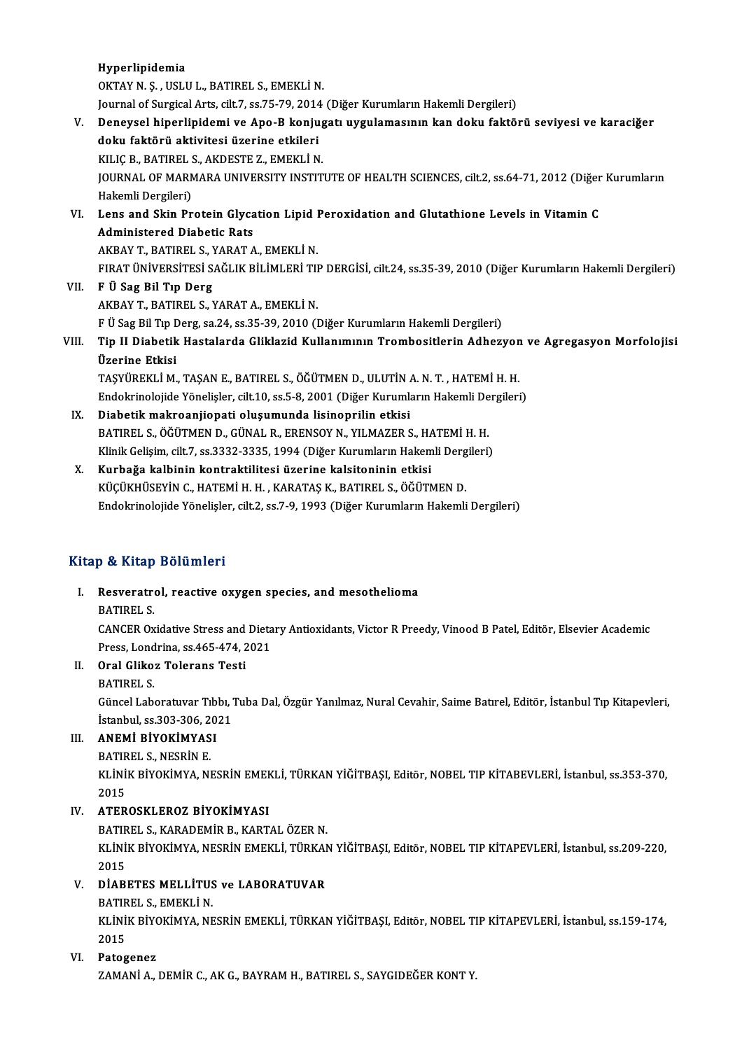Hyperlipidemia
OKTAY N. Ş. , USLU L., BATIREL S., EMEKLİ N.
Journal of Surgical Arts, cilt.7, ss.75-79, 2014 (Diğer Kurumların Hakemli Dergileri)

V. **Deneysel hiperlipidemi ve Apo-B konjugatı uygulamasının kan doku faktörü seviyesi ve karaciğer doku faktörü aktivitesi üzerine etkileri**
KILIÇ B., BATIREL S., AKDESTE Z., EMEKLİ N.
JOURNAL OF MARMARA UNIVERSITY INSTITUTE OF HEALTH SCIENCES, cilt.2, ss.64-71, 2012 (Diğer Kurumların Hakemli Dergileri)

VI. **Lens and Skin Protein Glycation Lipid Peroxidation and Glutathione Levels in Vitamin C Administered Diabetic Rats**
AKBAY T., BATIREL S., YARAT A., EMEKLİ N.
FIRAT ÜNİVERSİTESİ SAĞLIK BİLİMLERİ TIP DERGİSİ, cilt.24, ss.35-39, 2010 (Diğer Kurumların Hakemli Dergileri)

VII. **F Ü Sag Bil Tıp Derg**
AKBAY T., BATIREL S., YARAT A., EMEKLİ N.
F Ü Sag Bil Tıp Derg, sa.24, ss.35-39, 2010 (Diğer Kurumların Hakemli Dergileri)

VIII. **Tip II Diabetik Hastalarda Gliklazid Kullanımının Trombositlerin Adhezyon ve Agregasyon Morfolojisi Üzerine Etkisi**
TAŞYÜREKLİ M., TAŞAN E., BATIREL S., ÖĞÜTMEN D., ULUTİN A. N. T. , HATEMİ H. H.
Endokrinolojide Yönelişler, cilt.10, ss.5-8, 2001 (Diğer Kurumların Hakemli Dergileri)

IX. **Diabetik makroanjiopati oluşumunda lisinoprilin etkisi**
BATIREL S., ÖĞÜTMEN D., GÜNAL R., ERENSOY N., YILMAZER S., HATEMİ H. H.
Klinik Gelişim, cilt.7, ss.3332-3335, 1994 (Diğer Kurumların Hakemli Dergileri)

X. **Kurbağa kalbinin kontraktilitesi üzerine kalsitoninin etkisi**
KÜÇÜKHÜSEYİN C., HATEMİ H. H. , KARATAŞ K., BATIREL S., ÖĞÜTMEN D.
Endokrinolojide Yönelişler, cilt.2, ss.7-9, 1993 (Diğer Kurumların Hakemli Dergileri)

## Kitap & Kitap Bölümleri

I. **Resveratrol, reactive oxygen species, and mesothelioma**
BATIREL S.
CANCER Oxidative Stress and Dietary Antioxidants, Victor R Preedy, Vinood B Patel, Editör, Elsevier Academic Press, Londrina, ss.465-474, 2021

II. **Oral Glikoz Tolerans Testi**
BATIREL S.
Güncel Laboratuvar Tıbbı, Tuba Dal, Özgür Yanılmaz, Nural Cevahir, Saime Batırel, Editör, İstanbul Tıp Kitapevleri, İstanbul, ss.303-306, 2021

III. **ANEMİ BİYOKİMYASI**
BATIREL S., NESRİN E.
KLİNİK BİYOKİMYA, NESRİN EMEKLİ, TÜRKAN YİĞİTBAŞI, Editör, NOBEL TIP KİTABEVLERİ, İstanbul, ss.353-370, 2015

IV. **ATEROSKLEROZ BİYOKİMYASI**
BATIREL S., KARADEMİR B., KARTAL ÖZER N.
KLİNİK BİYOKİMYA, NESRİN EMEKLİ, TÜRKAN YİĞİTBAŞI, Editör, NOBEL TIP KİTAPEVLERİ, İstanbul, ss.209-220, 2015

V. **DİABETES MELLİTUS ve LABORATUVAR**
BATIREL S., EMEKLİ N.
KLİNİK BİYOKİMYA, NESRİN EMEKLİ, TÜRKAN YİĞİTBAŞI, Editör, NOBEL TIP KİTAPEVLERİ, İstanbul, ss.159-174, 2015

VI. **Patogenez**
ZAMANİ A., DEMİR C., AK G., BAYRAM H., BATIREL S., SAYGIDEĞER KONT Y.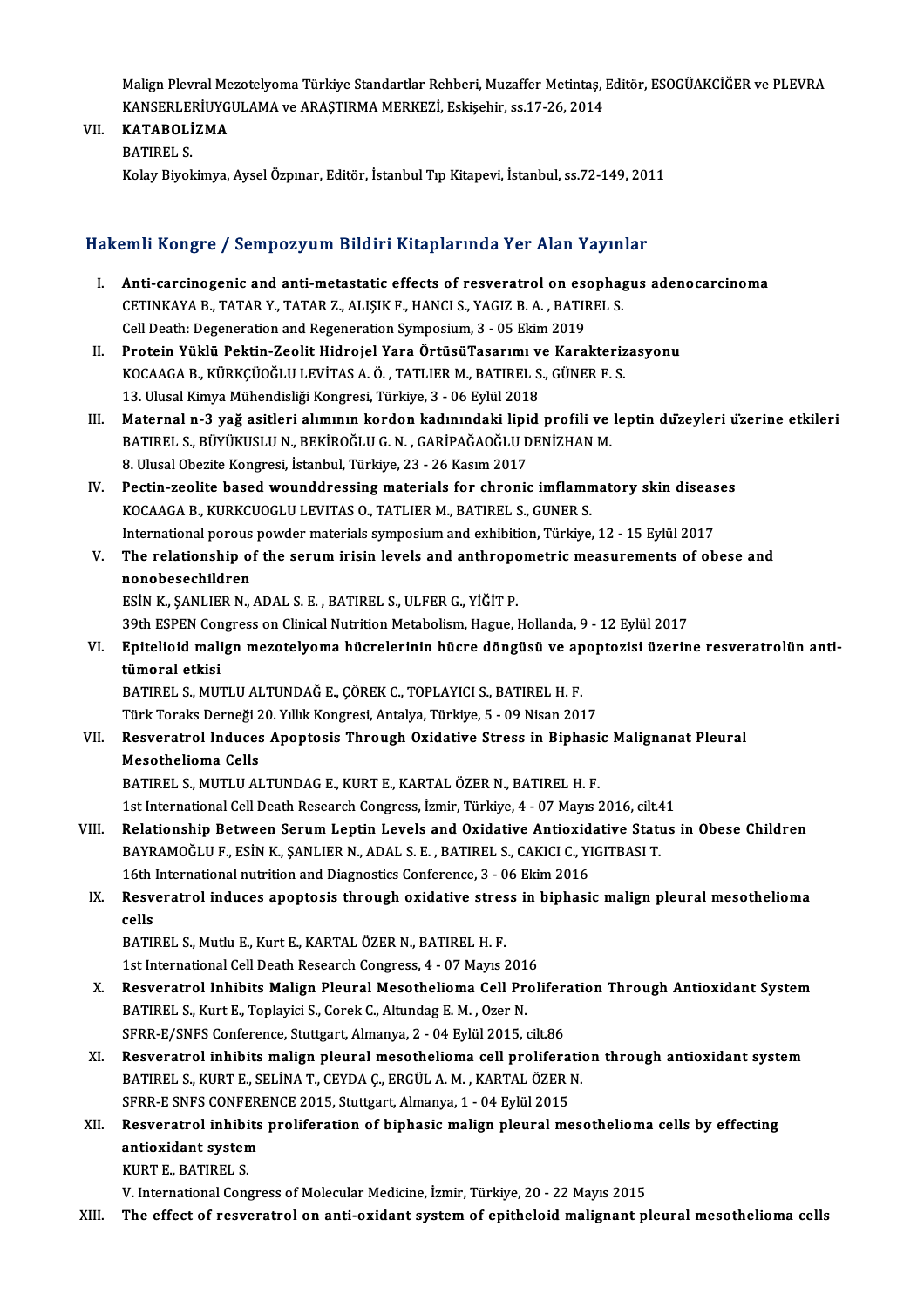Malign Plevral Mezotelyoma Türkiye Standartlar Rehberi, Muzaffer Metintaş, Editör, ESOGÜAKCİĞER ve PLEVRA KANSERLERİUYGULAMA ve ARAŞTIRMA MERKEZİ, Eskişehir, ss.17-26, 2014

VII. **KATABOLİZMA**
BATIREL S.
Kolay Biyokimya, Aysel Özpınar, Editör, İstanbul Tıp Kitapevi, İstanbul, ss.72-149, 2011

## Hakemli Kongre / Sempozyum Bildiri Kitaplarında Yer Alan Yayınlar

I. **Anti-carcinogenic and anti-metastatic effects of resveratrol on esophagus adenocarcinoma**
CETINKAYA B., TATAR Y., TATAR Z., ALIŞIK F., HANCI S., YAGIZ B. A. , BATIREL S.
Cell Death: Degeneration and Regeneration Symposium, 3 - 05 Ekim 2019

II. **Protein Yüklü Pektin-Zeolit Hidrojel Yara ÖrtüsüTasarımı ve Karakterizasyonu**
KOCAAGA B., KÜRKÇÜOĞLU LEVİTAS A. Ö. , TATLIER M., BATIREL S., GÜNER F. S.
13. Ulusal Kimya Mühendisliği Kongresi, Türkiye, 3 - 06 Eylül 2018

III. **Maternal n-3 yağ asitleri alımının kordon kadınındaki lipid profili ve leptin düzeyleri üzerine etkileri**
BATIREL S., BÜYÜKUSLU N., BEKİROĞLU G. N. , GARİPAĞAOĞLU DENİZHAN M.
8. Ulusal Obezite Kongresi, İstanbul, Türkiye, 23 - 26 Kasım 2017

IV. **Pectin-zeolite based wounddressing materials for chronic imflammatory skin diseases**
KOCAAGA B., KURKCUOGLU LEVITAS O., TATLIER M., BATIREL S., GUNER S.
International porous powder materials symposium and exhibition, Türkiye, 12 - 15 Eylül 2017

V. **The relationship of the serum irisin levels and anthropometric measurements of obese and nonobesechildren**
ESİN K., ŞANLIER N., ADAL S. E. , BATIREL S., ULFER G., YİĞİT P.
39th ESPEN Congress on Clinical Nutrition Metabolism, Hague, Hollanda, 9 - 12 Eylül 2017

VI. **Epitelioid malign mezotelyoma hücrelerinin hücre döngüsü ve apoptozisi üzerine resveratrolün anti-tümoral etkisi**
BATIREL S., MUTLU ALTUNDAĞ E., ÇÖREK C., TOPLAYICI S., BATIREL H. F.
Türk Toraks Derneği 20. Yıllık Kongresi, Antalya, Türkiye, 5 - 09 Nisan 2017

VII. **Resveratrol Induces Apoptosis Through Oxidative Stress in Biphasic Malignanat Pleural Mesothelioma Cells**
BATIREL S., MUTLU ALTUNDAG E., KURT E., KARTAL ÖZER N., BATIREL H. F.
1st International Cell Death Research Congress, İzmir, Türkiye, 4 - 07 Mayıs 2016, cilt.41

VIII. **Relationship Between Serum Leptin Levels and Oxidative Antioxidative Status in Obese Children**
BAYRAMOĞLU F., ESİN K., ŞANLIER N., ADAL S. E. , BATIREL S., CAKICI C., YIGITBASI T.
16th International nutrition and Diagnostics Conference, 3 - 06 Ekim 2016

IX. **Resveratrol induces apoptosis through oxidative stress in biphasic malign pleural mesothelioma cells**
BATIREL S., Mutlu E., Kurt E., KARTAL ÖZER N., BATIREL H. F.
1st International Cell Death Research Congress, 4 - 07 Mayıs 2016

X. **Resveratrol Inhibits Malign Pleural Mesothelioma Cell Proliferation Through Antioxidant System**
BATIREL S., Kurt E., Toplayici S., Corek C., Altundag E. M. , Ozer N.
SFRR-E/SNFS Conference, Stuttgart, Almanya, 2 - 04 Eylül 2015, cilt.86

XI. **Resveratrol inhibits malign pleural mesothelioma cell proliferation through antioxidant system**
BATIREL S., KURT E., SELİNA T., CEYDA Ç., ERGÜL A. M. , KARTAL ÖZER N.
SFRR-E SNFS CONFERENCE 2015, Stuttgart, Almanya, 1 - 04 Eylül 2015

XII. **Resveratrol inhibits proliferation of biphasic malign pleural mesothelioma cells by effecting antioxidant system**
KURT E., BATIREL S.
V. International Congress of Molecular Medicine, İzmir, Türkiye, 20 - 22 Mayıs 2015

XIII. **The effect of resveratrol on anti-oxidant system of epitheloid malignant pleural mesothelioma cells**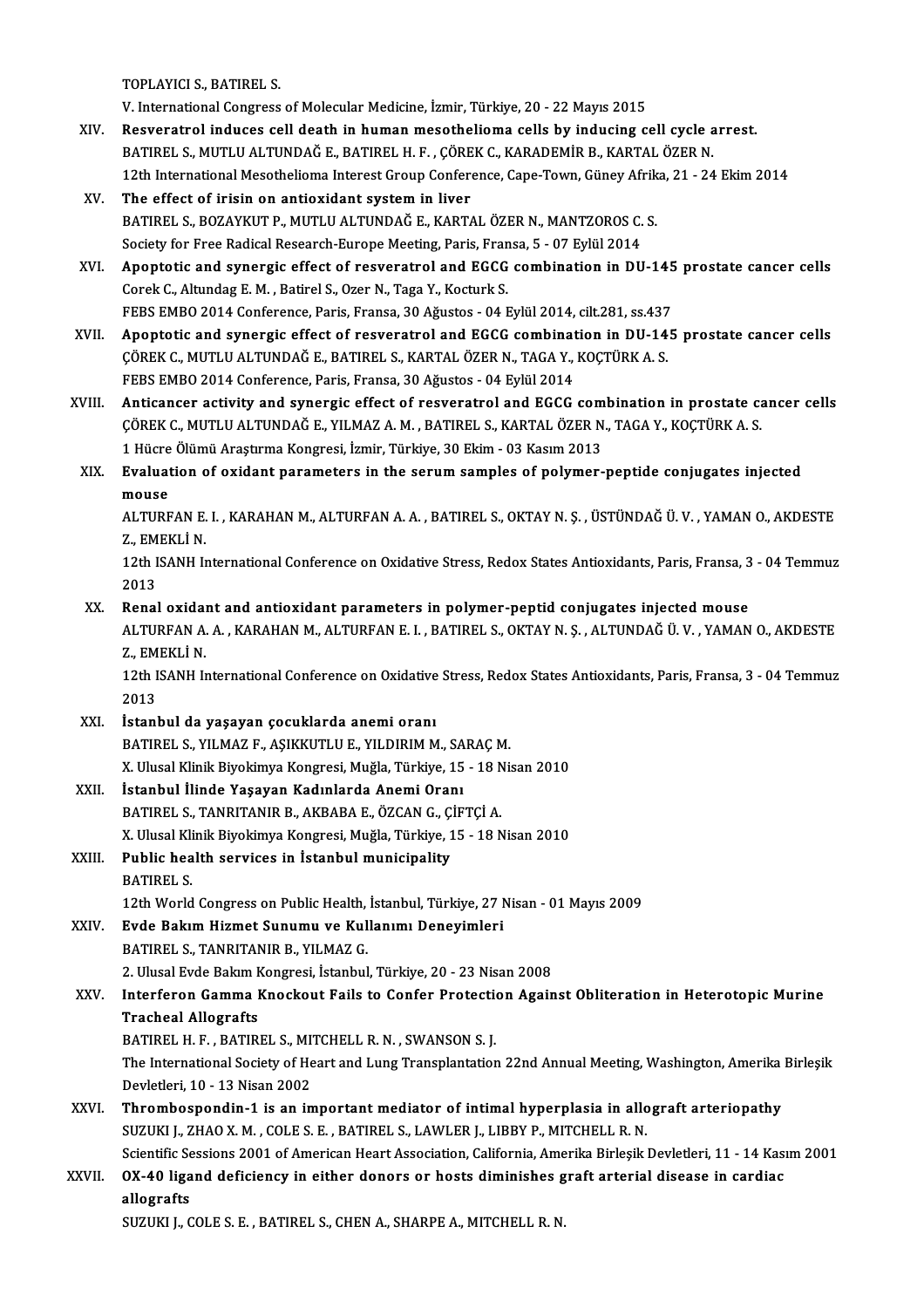TOPLAYICI S., BATIREL S.
V. International Congress of Molecular Medicine, İzmir, Türkiye, 20 - 22 Mayıs 2015

XIV. **Resveratrol induces cell death in human mesothelioma cells by inducing cell cycle arrest.**
BATIREL S., MUTLU ALTUNDAĞ E., BATIREL H. F. , ÇÖREK C., KARADEMİR B., KARTAL ÖZER N.
12th International Mesothelioma Interest Group Conference, Cape-Town, Güney Afrika, 21 - 24 Ekim 2014

XV. **The effect of irisin on antioxidant system in liver**
BATIREL S., BOZAYKUT P., MUTLU ALTUNDAĞ E., KARTAL ÖZER N., MANTZOROS C. S.
Society for Free Radical Research-Europe Meeting, Paris, Fransa, 5 - 07 Eylül 2014

XVI. **Apoptotic and synergic effect of resveratrol and EGCG combination in DU-145 prostate cancer cells**
Corek C., Altundag E. M. , Batirel S., Ozer N., Taga Y., Kocturk S.
FEBS EMBO 2014 Conference, Paris, Fransa, 30 Ağustos - 04 Eylül 2014, cilt.281, ss.437

XVII. **Apoptotic and synergic effect of resveratrol and EGCG combination in DU-145 prostate cancer cells**
ÇÖREK C., MUTLU ALTUNDAĞ E., BATIREL S., KARTAL ÖZER N., TAGA Y., KOÇTÜRK A. S.
FEBS EMBO 2014 Conference, Paris, Fransa, 30 Ağustos - 04 Eylül 2014

XVIII. **Anticancer activity and synergic effect of resveratrol and EGCG combination in prostate cancer cells**
ÇÖREK C., MUTLU ALTUNDAĞ E., YILMAZ A. M. , BATIREL S., KARTAL ÖZER N., TAGA Y., KOÇTÜRK A. S.
1 Hücre Ölümü Araştırma Kongresi, İzmir, Türkiye, 30 Ekim - 03 Kasım 2013

XIX. **Evaluation of oxidant parameters in the serum samples of polymer-peptide conjugates injected mouse**
ALTURFAN E. I. , KARAHAN M., ALTURFAN A. A. , BATIREL S., OKTAY N. Ş. , ÜSTÜNDAĞ Ü. V. , YAMAN O., AKDESTE Z., EMEKLİ N.
12th ISANH International Conference on Oxidative Stress, Redox States Antioxidants, Paris, Fransa, 3 - 04 Temmuz 2013

XX. **Renal oxidant and antioxidant parameters in polymer-peptid conjugates injected mouse**
ALTURFAN A. A. , KARAHAN M., ALTURFAN E. I. , BATIREL S., OKTAY N. Ş. , ALTUNDAĞ Ü. V. , YAMAN O., AKDESTE Z., EMEKLİ N.
12th ISANH International Conference on Oxidative Stress, Redox States Antioxidants, Paris, Fransa, 3 - 04 Temmuz 2013

XXI. **İstanbul da yaşayan çocuklarda anemi oranı**
BATIREL S., YILMAZ F., AŞIKKUTLU E., YILDIRIM M., SARAÇ M.
X. Ulusal Klinik Biyokimya Kongresi, Muğla, Türkiye, 15 - 18 Nisan 2010

XXII. **İstanbul İlinde Yaşayan Kadınlarda Anemi Oranı**
BATIREL S., TANRITANIR B., AKBABA E., ÖZCAN G., ÇİFTÇİ A.
X. Ulusal Klinik Biyokimya Kongresi, Muğla, Türkiye, 15 - 18 Nisan 2010

XXIII. **Public health services in İstanbul municipality**
BATIREL S.
12th World Congress on Public Health, İstanbul, Türkiye, 27 Nisan - 01 Mayıs 2009

XXIV. **Evde Bakım Hizmet Sunumu ve Kullanımı Deneyimleri**
BATIREL S., TANRITANIR B., YILMAZ G.
2. Ulusal Evde Bakım Kongresi, İstanbul, Türkiye, 20 - 23 Nisan 2008

XXV. **Interferon Gamma Knockout Fails to Confer Protection Against Obliteration in Heterotopic Murine Tracheal Allografts**
BATIREL H. F. , BATIREL S., MITCHELL R. N. , SWANSON S. J.
The International Society of Heart and Lung Transplantation 22nd Annual Meeting, Washington, Amerika Birleşik Devletleri, 10 - 13 Nisan 2002

XXVI. **Thrombospondin-1 is an important mediator of intimal hyperplasia in allograft arteriopathy**
SUZUKI J., ZHAO X. M. , COLE S. E. , BATIREL S., LAWLER J., LIBBY P., MITCHELL R. N.
Scientific Sessions 2001 of American Heart Association, California, Amerika Birleşik Devletleri, 11 - 14 Kasım 2001

XXVII. **OX-40 ligand deficiency in either donors or hosts diminishes graft arterial disease in cardiac allografts**
SUZUKI J., COLE S. E. , BATIREL S., CHEN A., SHARPE A., MITCHELL R. N.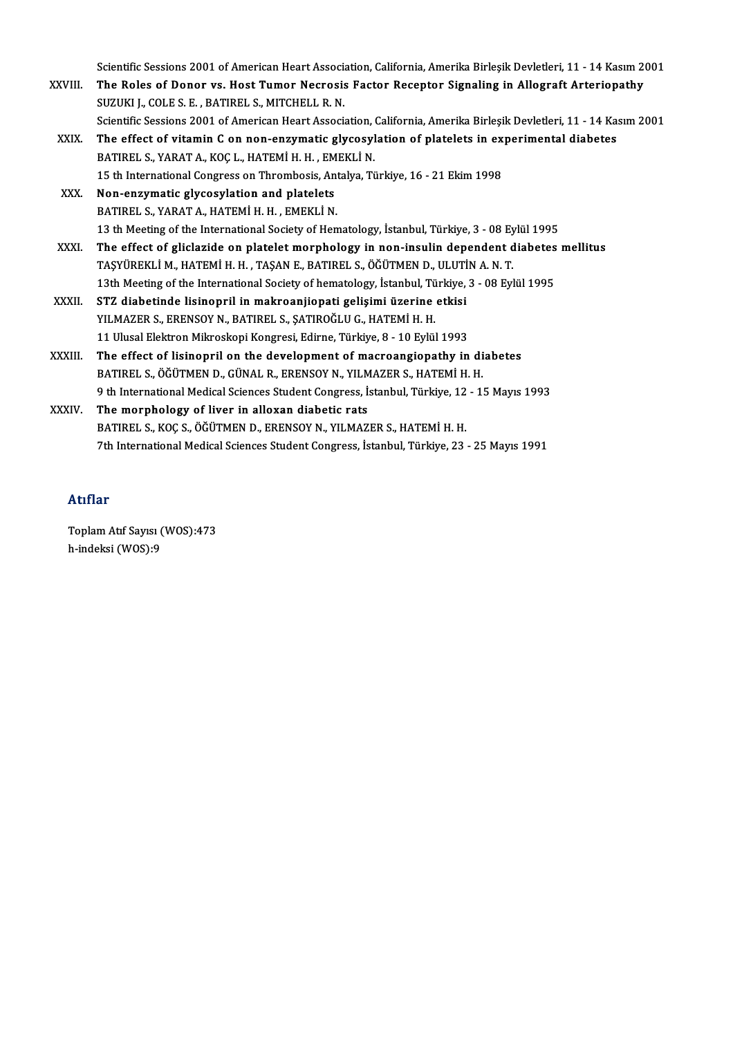Scientific Sessions 2001 of American Heart Association, California, Amerika Birleşik Devletleri, 11 - 14 Kasım 2001

XXVIII. **The Roles of Donor vs. Host Tumor Necrosis Factor Receptor Signaling in Allograft Arteriopathy**
SUZUKI J., COLE S. E. , BATIREL S., MITCHELL R. N.
Scientific Sessions 2001 of American Heart Association, California, Amerika Birleşik Devletleri, 11 - 14 Kasım 2001

XXIX. **The effect of vitamin C on non-enzymatic glycosylation of platelets in experimental diabetes**
BATIREL S., YARAT A., KOÇ L., HATEMİ H. H. , EMEKLİ N.
15 th International Congress on Thrombosis, Antalya, Türkiye, 16 - 21 Ekim 1998

XXX. **Non-enzymatic glycosylation and platelets**
BATIREL S., YARAT A., HATEMİ H. H. , EMEKLİ N.
13 th Meeting of the International Society of Hematology, İstanbul, Türkiye, 3 - 08 Eylül 1995

XXXI. **The effect of gliclazide on platelet morphology in non-insulin dependent diabetes mellitus**
TAŞYÜREKLİ M., HATEMİ H. H. , TAŞAN E., BATIREL S., ÖĞÜTMEN D., ULUTİN A. N. T.
13th Meeting of the International Society of hematology, İstanbul, Türkiye, 3 - 08 Eylül 1995

XXXII. **STZ diabetinde lisinopril in makroanjiopati gelişimi üzerine etkisi**
YILMAZER S., ERENSOY N., BATIREL S., ŞATIROĞLU G., HATEMİ H. H.
11 Ulusal Elektron Mikroskopi Kongresi, Edirne, Türkiye, 8 - 10 Eylül 1993

XXXIII. **The effect of lisinopril on the development of macroangiopathy in diabetes**
BATIREL S., ÖĞÜTMEN D., GÜNAL R., ERENSOY N., YILMAZER S., HATEMİ H. H.
9 th International Medical Sciences Student Congress, İstanbul, Türkiye, 12 - 15 Mayıs 1993

XXXIV. **The morphology of liver in alloxan diabetic rats**
BATIREL S., KOÇ S., ÖĞÜTMEN D., ERENSOY N., YILMAZER S., HATEMİ H. H.
7th International Medical Sciences Student Congress, İstanbul, Türkiye, 23 - 25 Mayıs 1991

## Atıflar

Toplam Atıf Sayısı (WOS):473
h-indeksi (WOS):9